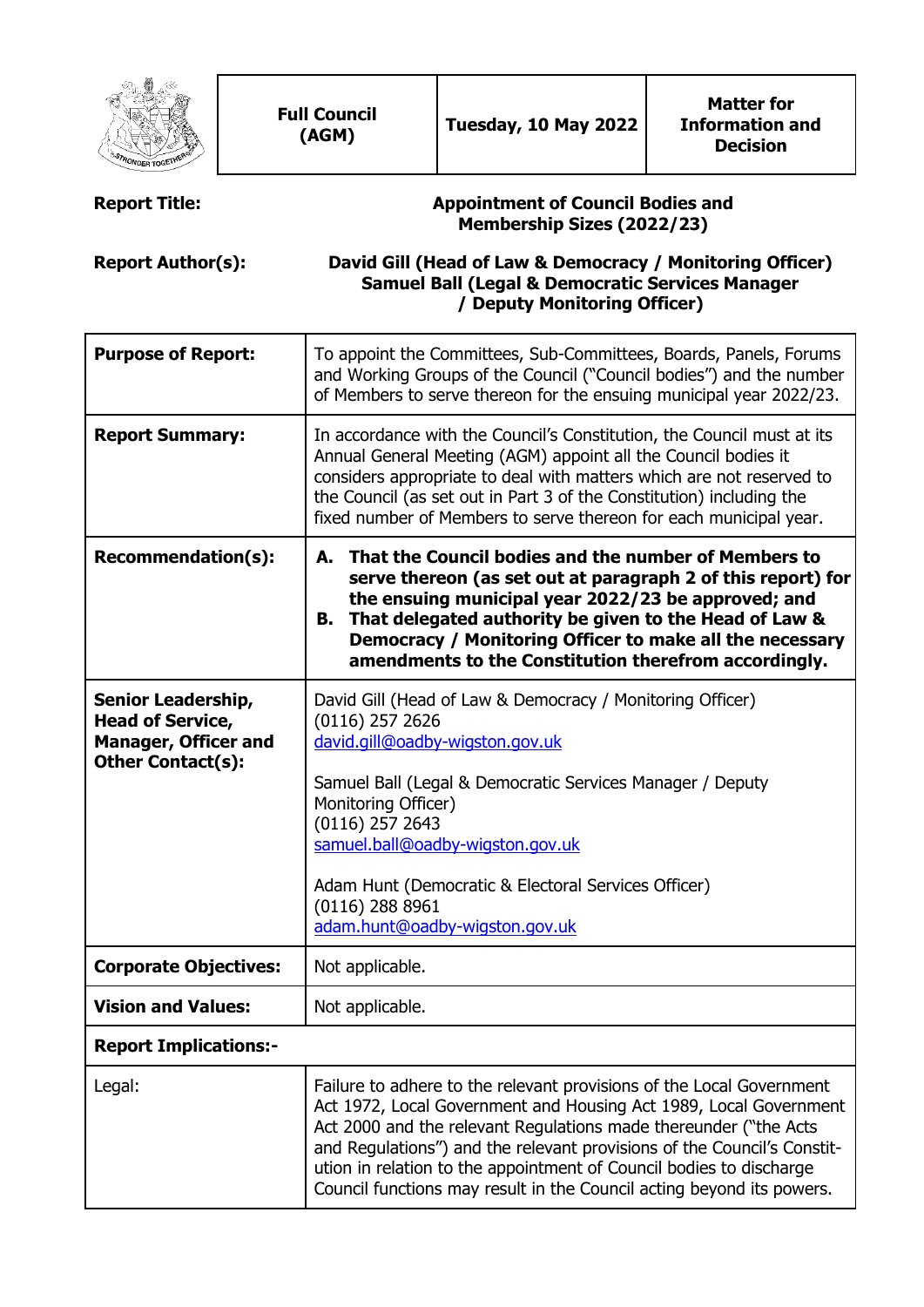| Full Council (AGM) | Tuesday, 10 May 2022 | Matter for Information and Decision |
|---|---|---|

**Report Title:** **Appointment of Council Bodies and Membership Sizes (2022/23)**

**Report Author(s):** **David Gill (Head of Law & Democracy / Monitoring Officer)**
**Samuel Ball (Legal & Democratic Services Manager / Deputy Monitoring Officer)**

| | |
|---|---|
| **Purpose of Report:** | To appoint the Committees, Sub-Committees, Boards, Panels, Forums and Working Groups of the Council ("Council bodies") and the number of Members to serve thereon for the ensuing municipal year 2022/23. |
| **Report Summary:** | In accordance with the Council's Constitution, the Council must at its Annual General Meeting (AGM) appoint all the Council bodies it considers appropriate to deal with matters which are not reserved to the Council (as set out in Part 3 of the Constitution) including the fixed number of Members to serve thereon for each municipal year. |
| **Recommendation(s):** | **A. That the Council bodies and the number of Members to serve thereon (as set out at paragraph 2 of this report) for the ensuing municipal year 2022/23 be approved; and**<br>**B. That delegated authority be given to the Head of Law & Democracy / Monitoring Officer to make all the necessary amendments to the Constitution therefrom accordingly.** |
| **Senior Leadership, Head of Service, Manager, Officer and Other Contact(s):** | David Gill (Head of Law & Democracy / Monitoring Officer)<br>(0116) 257 2626<br>david.gill@oadby-wigston.gov.uk<br><br>Samuel Ball (Legal & Democratic Services Manager / Deputy Monitoring Officer)<br>(0116) 257 2643<br>samuel.ball@oadby-wigston.gov.uk<br><br>Adam Hunt (Democratic & Electoral Services Officer)<br>(0116) 288 8961<br>adam.hunt@oadby-wigston.gov.uk |
| **Corporate Objectives:** | Not applicable. |
| **Vision and Values:** | Not applicable. |
| **Report Implications:-** | |
| Legal: | Failure to adhere to the relevant provisions of the Local Government Act 1972, Local Government and Housing Act 1989, Local Government Act 2000 and the relevant Regulations made thereunder ("the Acts and Regulations") and the relevant provisions of the Council's Constitution in relation to the appointment of Council bodies to discharge Council functions may result in the Council acting beyond its powers. |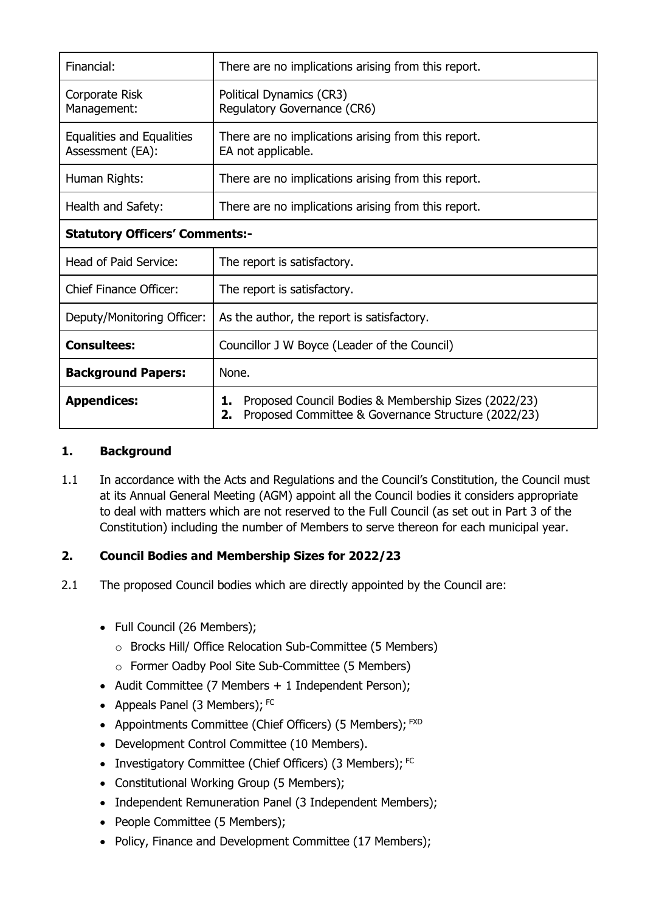| Financial: | There are no implications arising from this report. |
| --- | --- |
| Corporate Risk Management: | Political Dynamics (CR3)<br>Regulatory Governance (CR6) |
| Equalities and Equalities Assessment (EA): | There are no implications arising from this report.<br>EA not applicable. |
| Human Rights: | There are no implications arising from this report. |
| Health and Safety: | There are no implications arising from this report. |
| **Statutory Officers' Comments:-** | |
| Head of Paid Service: | The report is satisfactory. |
| Chief Finance Officer: | The report is satisfactory. |
| Deputy/Monitoring Officer: | As the author, the report is satisfactory. |
| **Consultees:** | Councillor J W Boyce (Leader of the Council) |
| **Background Papers:** | None. |
| **Appendices:** | **1.** Proposed Council Bodies & Membership Sizes (2022/23)<br>**2.** Proposed Committee & Governance Structure (2022/23) |

## 1. Background

1.1 In accordance with the Acts and Regulations and the Council's Constitution, the Council must at its Annual General Meeting (AGM) appoint all the Council bodies it considers appropriate to deal with matters which are not reserved to the Full Council (as set out in Part 3 of the Constitution) including the number of Members to serve thereon for each municipal year.

## 2. Council Bodies and Membership Sizes for 2022/23

2.1 The proposed Council bodies which are directly appointed by the Council are:

- Full Council (26 Members);
  - Brocks Hill/ Office Relocation Sub-Committee (5 Members)
  - Former Oadby Pool Site Sub-Committee (5 Members)
- Audit Committee (7 Members + 1 Independent Person);
- Appeals Panel (3 Members); [FC]
- Appointments Committee (Chief Officers) (5 Members); [FXD]
- Development Control Committee (10 Members).
- Investigatory Committee (Chief Officers) (3 Members); [FC]
- Constitutional Working Group (5 Members);
- Independent Remuneration Panel (3 Independent Members);
- People Committee (5 Members);
- Policy, Finance and Development Committee (17 Members);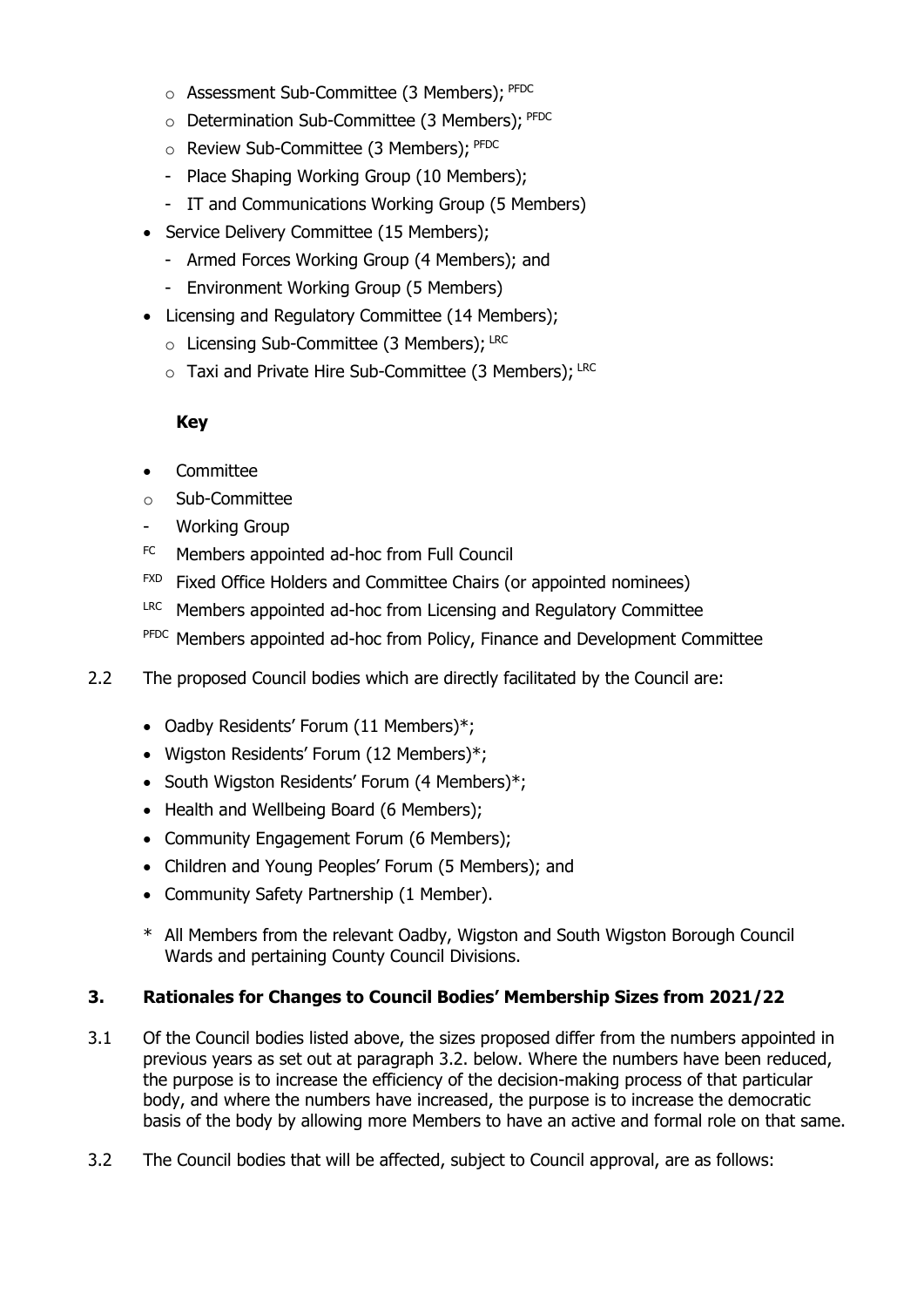- Assessment Sub-Committee (3 Members); [PFDC]
  - Determination Sub-Committee (3 Members); [PFDC]
  - Review Sub-Committee (3 Members); [PFDC]
  - Place Shaping Working Group (10 Members);
  - IT and Communications Working Group (5 Members)
- Service Delivery Committee (15 Members);
  - Armed Forces Working Group (4 Members); and
  - Environment Working Group (5 Members)
- Licensing and Regulatory Committee (14 Members);
  - Licensing Sub-Committee (3 Members); [LRC]
  - Taxi and Private Hire Sub-Committee (3 Members); [LRC]

**Key**

- • Committee
- o Sub-Committee
- \- Working Group
- [FC] Members appointed ad-hoc from Full Council
- [FXD] Fixed Office Holders and Committee Chairs (or appointed nominees)
- [LRC] Members appointed ad-hoc from Licensing and Regulatory Committee
- [PFDC] Members appointed ad-hoc from Policy, Finance and Development Committee

2.2 The proposed Council bodies which are directly facilitated by the Council are:

- Oadby Residents' Forum (11 Members)*;
- Wigston Residents' Forum (12 Members)*;
- South Wigston Residents' Forum (4 Members)*;
- Health and Wellbeing Board (6 Members);
- Community Engagement Forum (6 Members);
- Children and Young Peoples' Forum (5 Members); and
- Community Safety Partnership (1 Member).

\* All Members from the relevant Oadby, Wigston and South Wigston Borough Council Wards and pertaining County Council Divisions.

## 3. Rationales for Changes to Council Bodies' Membership Sizes from 2021/22

3.1 Of the Council bodies listed above, the sizes proposed differ from the numbers appointed in previous years as set out at paragraph 3.2. below. Where the numbers have been reduced, the purpose is to increase the efficiency of the decision-making process of that particular body, and where the numbers have increased, the purpose is to increase the democratic basis of the body by allowing more Members to have an active and formal role on that same.

3.2 The Council bodies that will be affected, subject to Council approval, are as follows: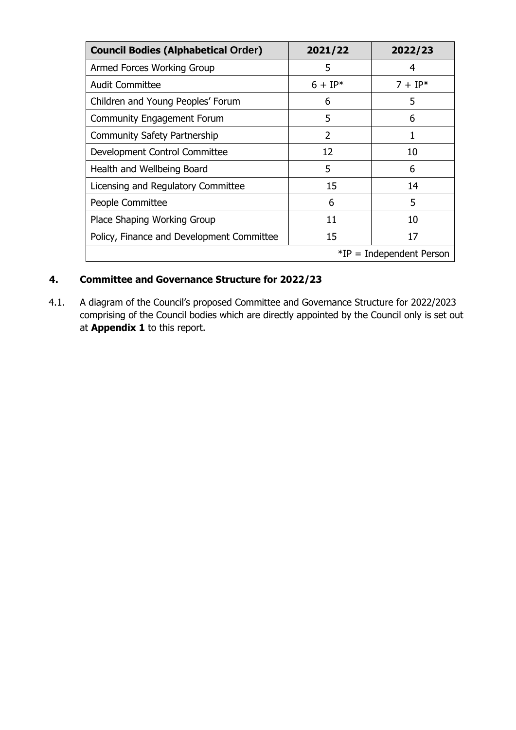| Council Bodies (Alphabetical Order) | 2021/22 | 2022/23 |
|---|---|---|
| Armed Forces Working Group | 5 | 4 |
| Audit Committee | 6 + IP* | 7 + IP* |
| Children and Young Peoples' Forum | 6 | 5 |
| Community Engagement Forum | 5 | 6 |
| Community Safety Partnership | 2 | 1 |
| Development Control Committee | 12 | 10 |
| Health and Wellbeing Board | 5 | 6 |
| Licensing and Regulatory Committee | 15 | 14 |
| People Committee | 6 | 5 |
| Place Shaping Working Group | 11 | 10 |
| Policy, Finance and Development Committee | 15 | 17 |
| *IP = Independent Person | | |

## 4. Committee and Governance Structure for 2022/23

4.1. A diagram of the Council's proposed Committee and Governance Structure for 2022/2023 comprising of the Council bodies which are directly appointed by the Council only is set out at **Appendix 1** to this report.